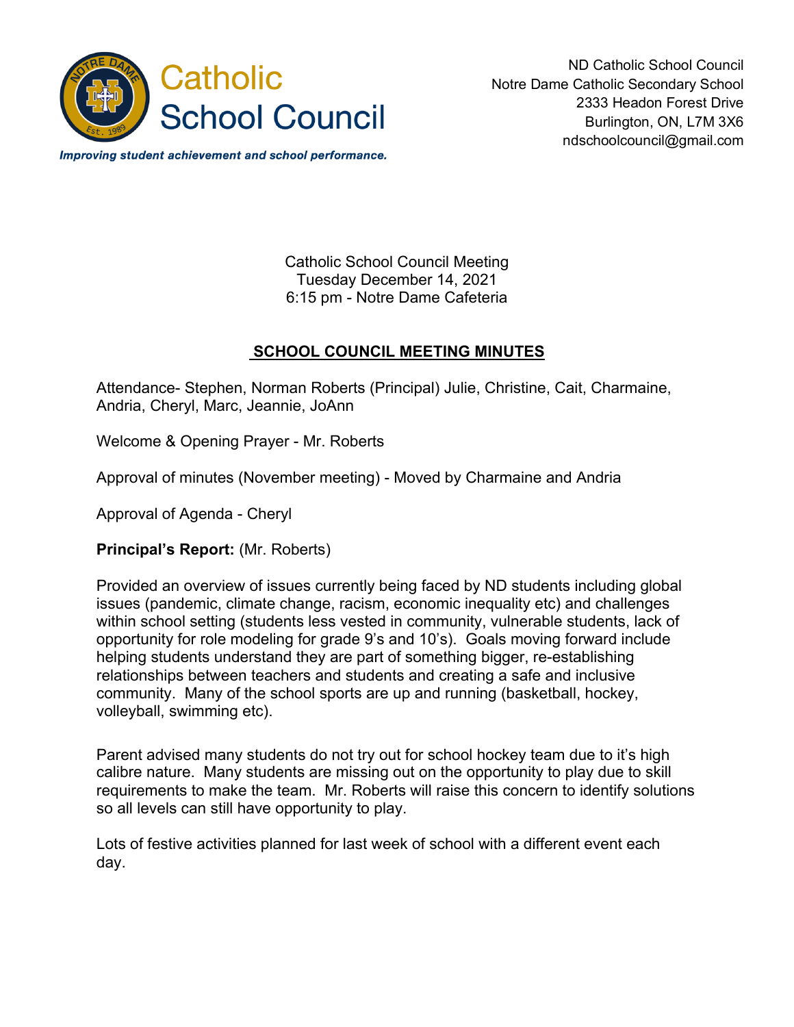Catholic School Council

*Improving student achievement and school performance.*

ND Catholic School Council
Notre Dame Catholic Secondary School
2333 Headon Forest Drive
Burlington, ON, L7M 3X6
ndschoolcouncil@gmail.com

Catholic School Council Meeting
Tuesday December 14, 2021
6:15 pm - Notre Dame Cafeteria

## SCHOOL COUNCIL MEETING MINUTES

Attendance- Stephen, Norman Roberts (Principal) Julie, Christine, Cait, Charmaine, Andria, Cheryl, Marc, Jeannie, JoAnn

Welcome & Opening Prayer - Mr. Roberts

Approval of minutes (November meeting) - Moved by Charmaine and Andria

Approval of Agenda - Cheryl

**Principal's Report:** (Mr. Roberts)

Provided an overview of issues currently being faced by ND students including global issues (pandemic, climate change, racism, economic inequality etc) and challenges within school setting (students less vested in community, vulnerable students, lack of opportunity for role modeling for grade 9's and 10's). Goals moving forward include helping students understand they are part of something bigger, re-establishing relationships between teachers and students and creating a safe and inclusive community. Many of the school sports are up and running (basketball, hockey, volleyball, swimming etc).

Parent advised many students do not try out for school hockey team due to it's high calibre nature. Many students are missing out on the opportunity to play due to skill requirements to make the team. Mr. Roberts will raise this concern to identify solutions so all levels can still have opportunity to play.

Lots of festive activities planned for last week of school with a different event each day.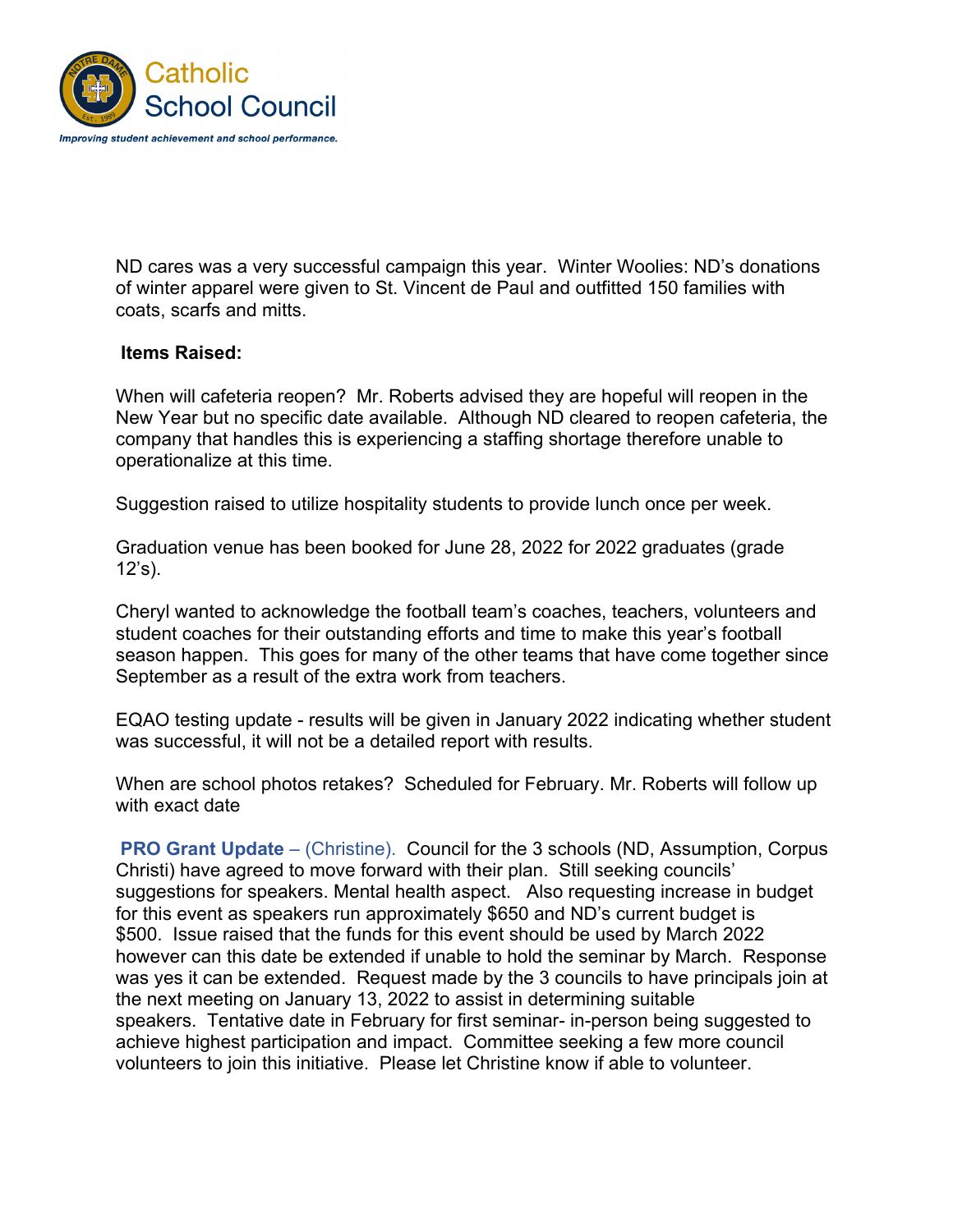ND cares was a very successful campaign this year. Winter Woolies: ND's donations of winter apparel were given to St. Vincent de Paul and outfitted 150 families with coats, scarfs and mitts.

**Items Raised:**

When will cafeteria reopen? Mr. Roberts advised they are hopeful will reopen in the New Year but no specific date available. Although ND cleared to reopen cafeteria, the company that handles this is experiencing a staffing shortage therefore unable to operationalize at this time.

Suggestion raised to utilize hospitality students to provide lunch once per week.

Graduation venue has been booked for June 28, 2022 for 2022 graduates (grade 12's).

Cheryl wanted to acknowledge the football team's coaches, teachers, volunteers and student coaches for their outstanding efforts and time to make this year's football season happen. This goes for many of the other teams that have come together since September as a result of the extra work from teachers.

EQAO testing update - results will be given in January 2022 indicating whether student was successful, it will not be a detailed report with results.

When are school photos retakes? Scheduled for February. Mr. Roberts will follow up with exact date

**PRO Grant Update** – (Christine). Council for the 3 schools (ND, Assumption, Corpus Christi) have agreed to move forward with their plan. Still seeking councils' suggestions for speakers. Mental health aspect. Also requesting increase in budget for this event as speakers run approximately $650 and ND's current budget is $500. Issue raised that the funds for this event should be used by March 2022 however can this date be extended if unable to hold the seminar by March. Response was yes it can be extended. Request made by the 3 councils to have principals join at the next meeting on January 13, 2022 to assist in determining suitable speakers. Tentative date in February for first seminar- in-person being suggested to achieve highest participation and impact. Committee seeking a few more council volunteers to join this initiative. Please let Christine know if able to volunteer.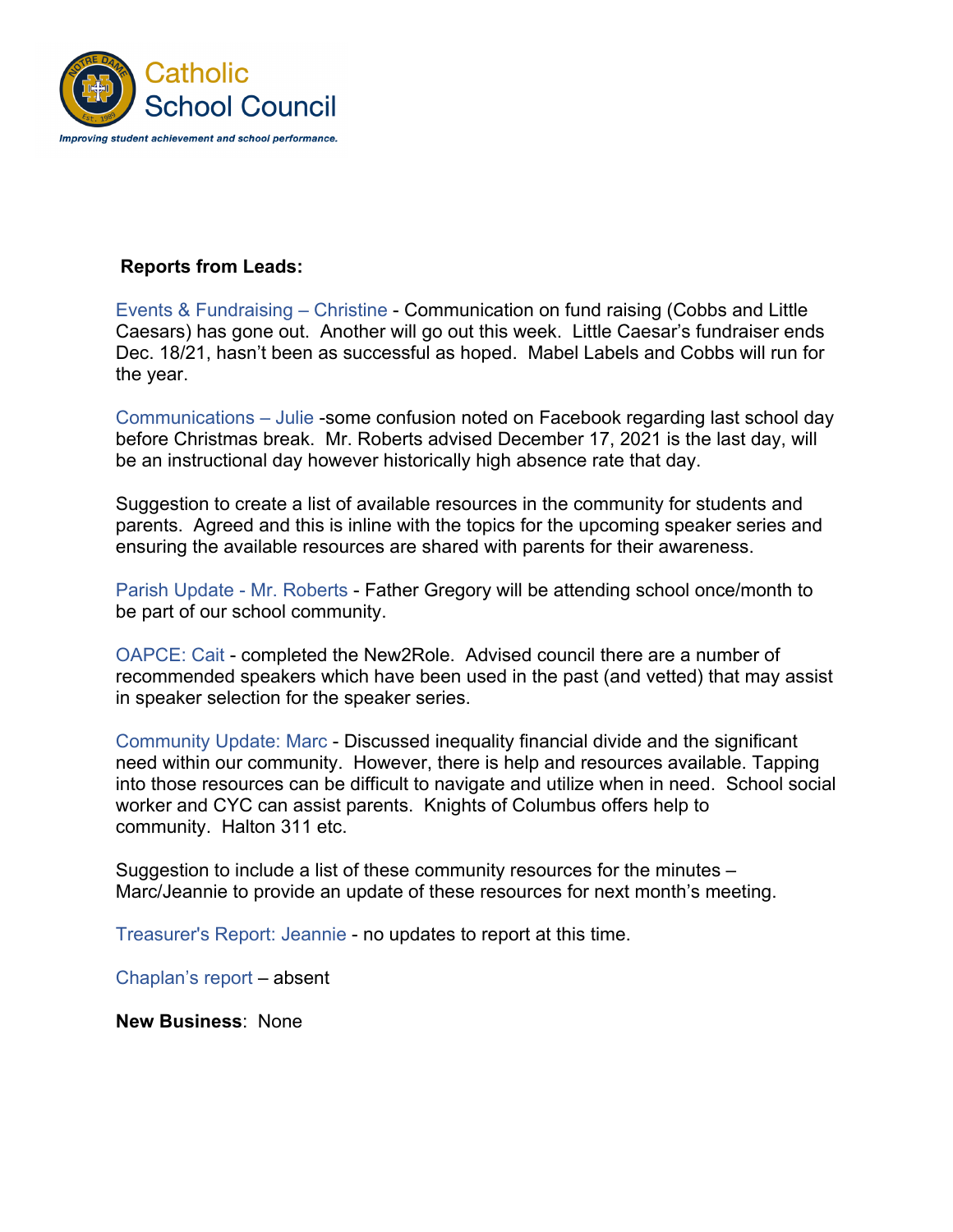**Reports from Leads:**

Events & Fundraising – Christine - Communication on fund raising (Cobbs and Little Caesars) has gone out. Another will go out this week. Little Caesar's fundraiser ends Dec. 18/21, hasn't been as successful as hoped. Mabel Labels and Cobbs will run for the year.

Communications – Julie -some confusion noted on Facebook regarding last school day before Christmas break. Mr. Roberts advised December 17, 2021 is the last day, will be an instructional day however historically high absence rate that day.

Suggestion to create a list of available resources in the community for students and parents. Agreed and this is inline with the topics for the upcoming speaker series and ensuring the available resources are shared with parents for their awareness.

Parish Update - Mr. Roberts - Father Gregory will be attending school once/month to be part of our school community.

OAPCE: Cait - completed the New2Role. Advised council there are a number of recommended speakers which have been used in the past (and vetted) that may assist in speaker selection for the speaker series.

Community Update: Marc - Discussed inequality financial divide and the significant need within our community. However, there is help and resources available. Tapping into those resources can be difficult to navigate and utilize when in need. School social worker and CYC can assist parents. Knights of Columbus offers help to community. Halton 311 etc.

Suggestion to include a list of these community resources for the minutes – Marc/Jeannie to provide an update of these resources for next month's meeting.

Treasurer's Report: Jeannie - no updates to report at this time.

Chaplan's report – absent

**New Business**: None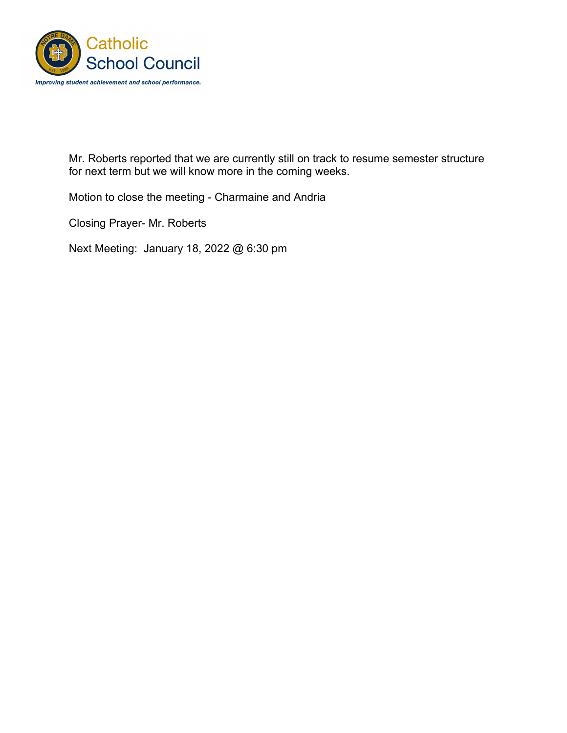Mr. Roberts reported that we are currently still on track to resume semester structure for next term but we will know more in the coming weeks.

Motion to close the meeting - Charmaine and Andria

Closing Prayer- Mr. Roberts

Next Meeting: January 18, 2022 @ 6:30 pm